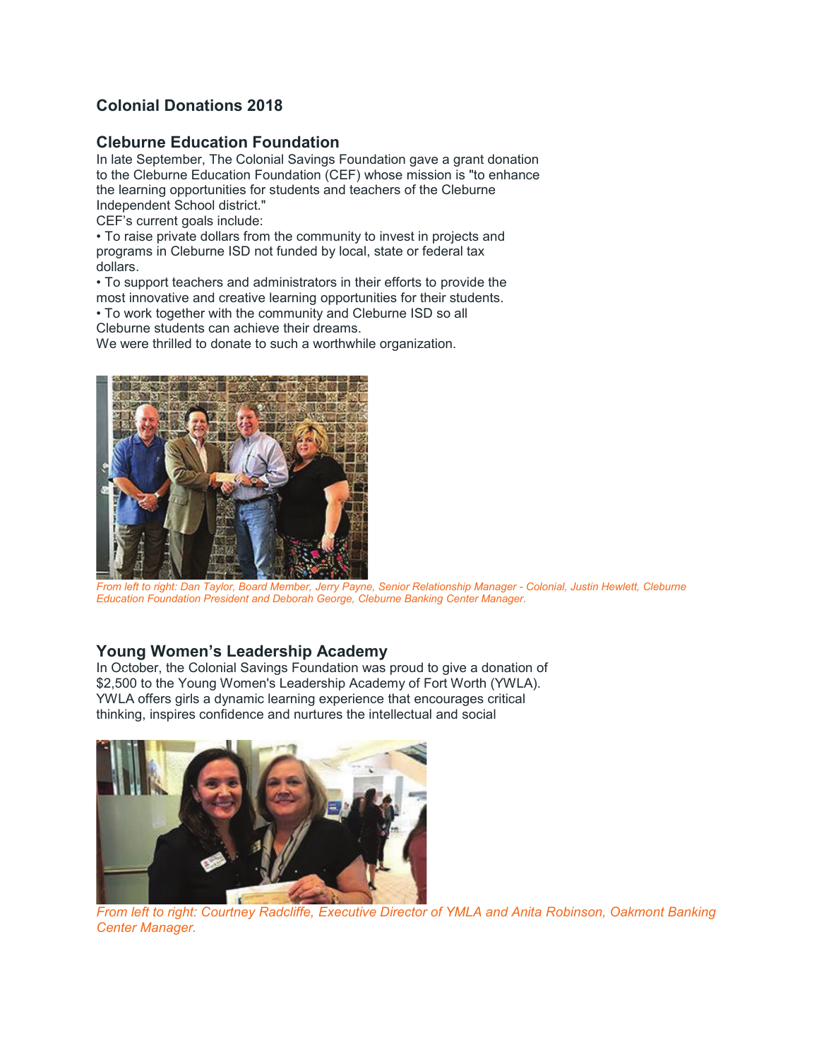## Colonial Donations 2018

### Cleburne Education Foundation

In late September, The Colonial Savings Foundation gave a grant donation to the Cleburne Education Foundation (CEF) whose mission is "to enhance the learning opportunities for students and teachers of the Cleburne Independent School district."

CEF's current goals include:

• To raise private dollars from the community to invest in projects and programs in Cleburne ISD not funded by local, state or federal tax dollars.

• To support teachers and administrators in their efforts to provide the most innovative and creative learning opportunities for their students.

• To work together with the community and Cleburne ISD so all Cleburne students can achieve their dreams.

We were thrilled to donate to such a worthwhile organization.

*From left to right: Dan Taylor, Board Member, Jerry Payne, Senior Relationship Manager - Colonial, Justin Hewlett, Cleburne Education Foundation President and Deborah George, Cleburne Banking Center Manager.*

### Young Women's Leadership Academy

In October, the Colonial Savings Foundation was proud to give a donation of $2,500 to the Young Women's Leadership Academy of Fort Worth (YWLA). YWLA offers girls a dynamic learning experience that encourages critical thinking, inspires confidence and nurtures the intellectual and social

*From left to right: Courtney Radcliffe, Executive Director of YMLA and Anita Robinson, Oakmont Banking Center Manager.*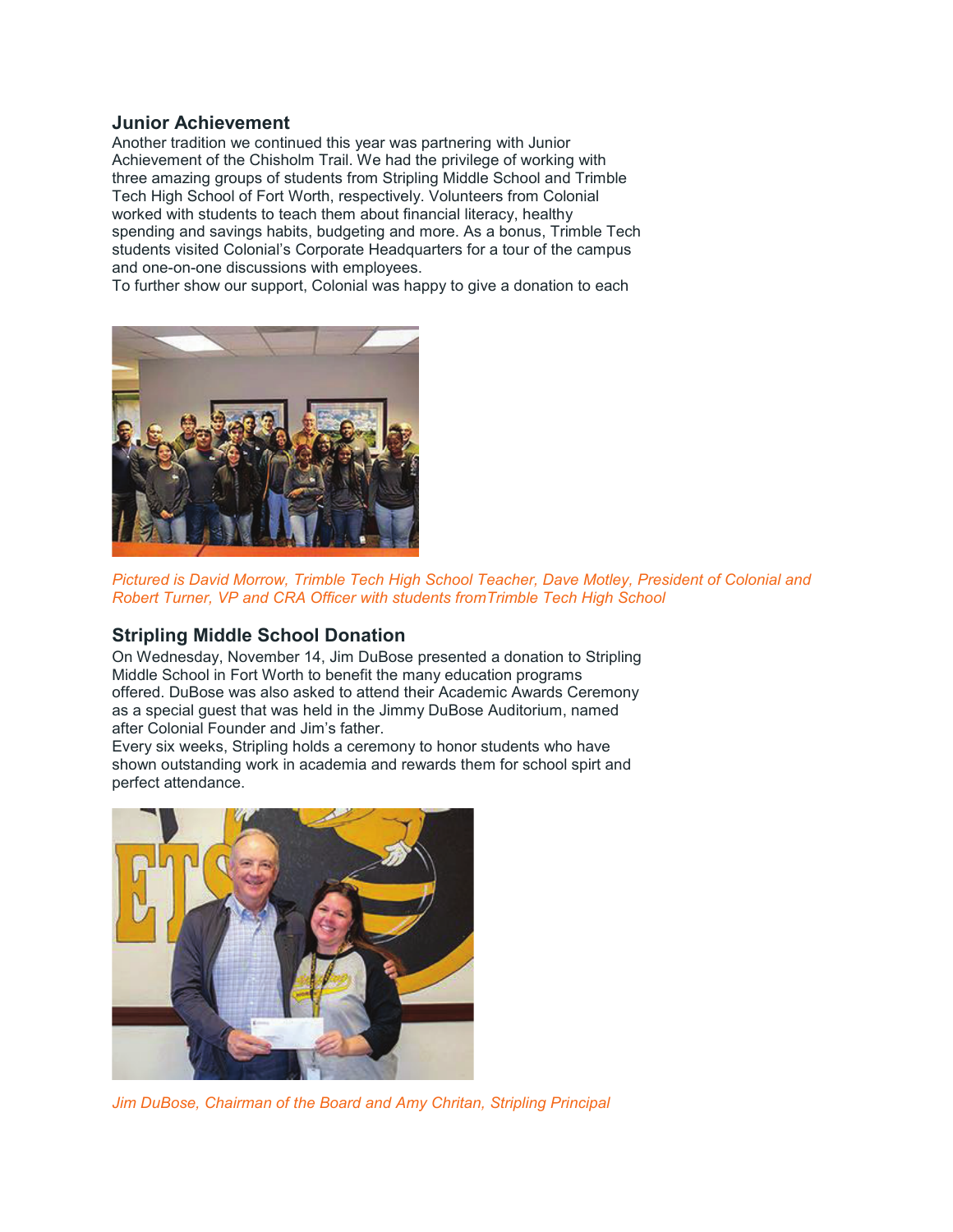## Junior Achievement

Another tradition we continued this year was partnering with Junior Achievement of the Chisholm Trail. We had the privilege of working with three amazing groups of students from Stripling Middle School and Trimble Tech High School of Fort Worth, respectively. Volunteers from Colonial worked with students to teach them about financial literacy, healthy spending and savings habits, budgeting and more. As a bonus, Trimble Tech students visited Colonial's Corporate Headquarters for a tour of the campus and one-on-one discussions with employees.
To further show our support, Colonial was happy to give a donation to each

*Pictured is David Morrow, Trimble Tech High School Teacher, Dave Motley, President of Colonial and Robert Turner, VP and CRA Officer with students fromTrimble Tech High School*

## Stripling Middle School Donation

On Wednesday, November 14, Jim DuBose presented a donation to Stripling Middle School in Fort Worth to benefit the many education programs offered. DuBose was also asked to attend their Academic Awards Ceremony as a special guest that was held in the Jimmy DuBose Auditorium, named after Colonial Founder and Jim's father.
Every six weeks, Stripling holds a ceremony to honor students who have shown outstanding work in academia and rewards them for school spirt and perfect attendance.

*Jim DuBose, Chairman of the Board and Amy Chritan, Stripling Principal*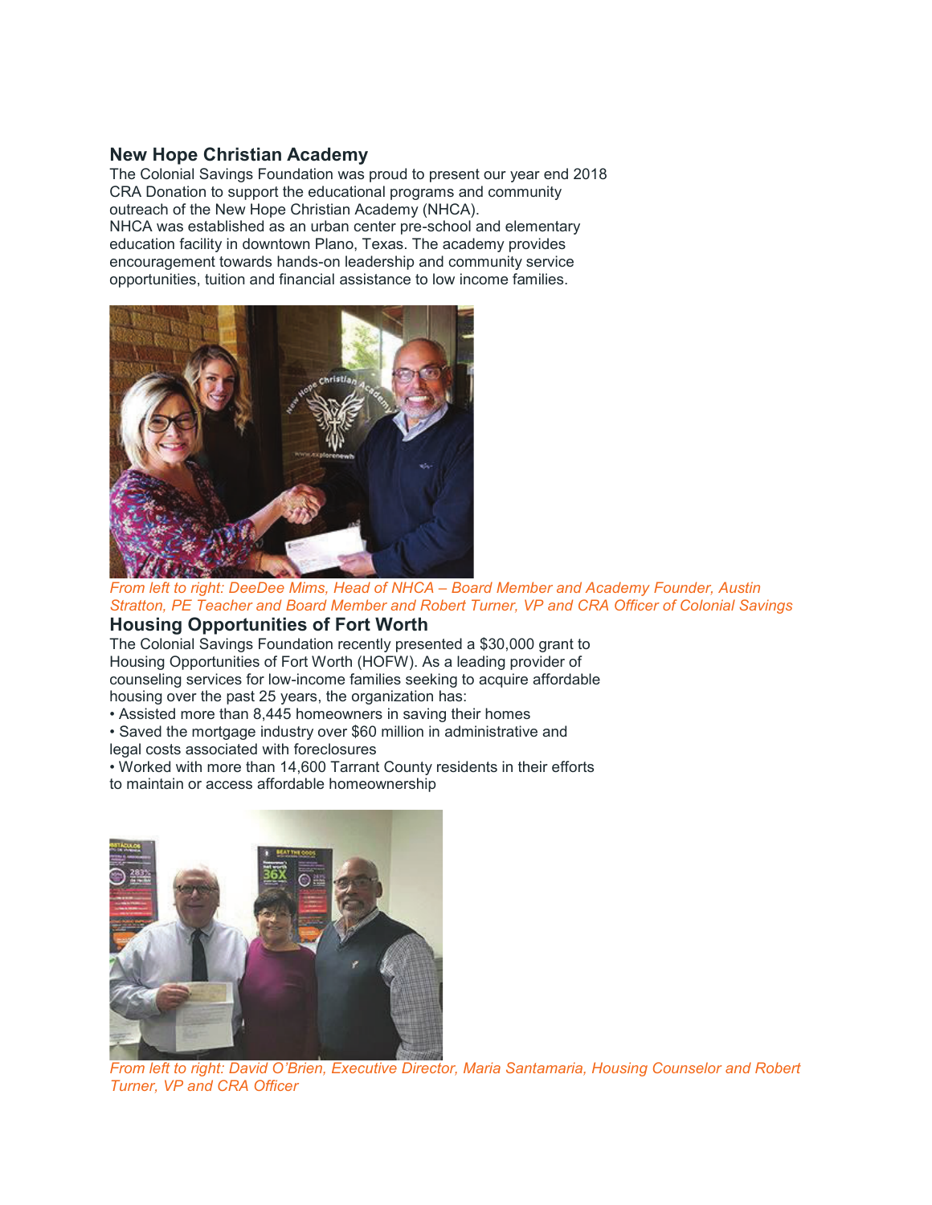## New Hope Christian Academy

The Colonial Savings Foundation was proud to present our year end 2018 CRA Donation to support the educational programs and community outreach of the New Hope Christian Academy (NHCA).

NHCA was established as an urban center pre-school and elementary education facility in downtown Plano, Texas. The academy provides encouragement towards hands-on leadership and community service opportunities, tuition and financial assistance to low income families.

*From left to right: DeeDee Mims, Head of NHCA – Board Member and Academy Founder, Austin Stratton, PE Teacher and Board Member and Robert Turner, VP and CRA Officer of Colonial Savings*

## Housing Opportunities of Fort Worth

The Colonial Savings Foundation recently presented a $30,000 grant to Housing Opportunities of Fort Worth (HOFW). As a leading provider of counseling services for low-income families seeking to acquire affordable housing over the past 25 years, the organization has:

- Assisted more than 8,445 homeowners in saving their homes
- Saved the mortgage industry over $60 million in administrative and legal costs associated with foreclosures
- Worked with more than 14,600 Tarrant County residents in their efforts to maintain or access affordable homeownership

*From left to right: David O'Brien, Executive Director, Maria Santamaria, Housing Counselor and Robert Turner, VP and CRA Officer*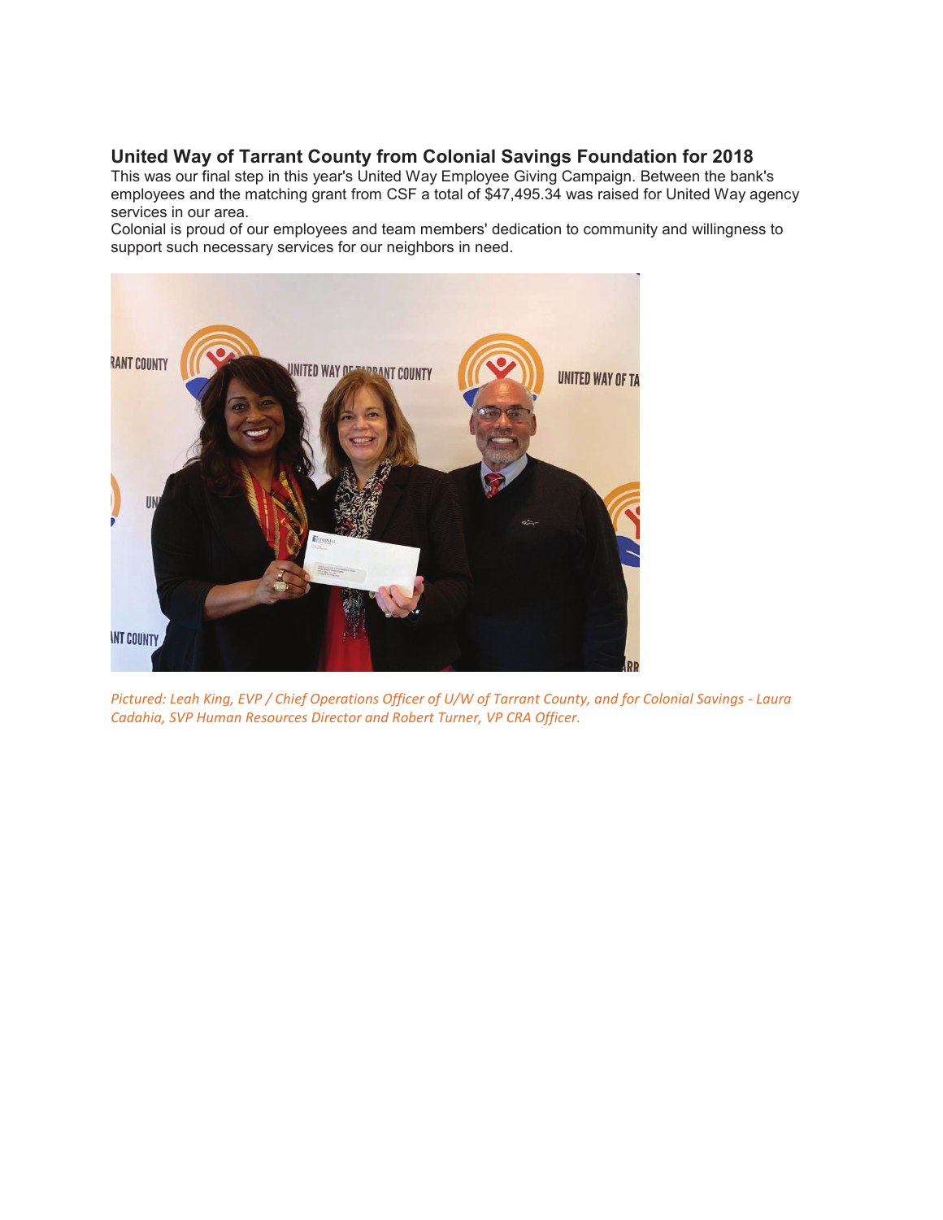## United Way of Tarrant County from Colonial Savings Foundation for 2018

This was our final step in this year's United Way Employee Giving Campaign. Between the bank's employees and the matching grant from CSF a total of $47,495.34 was raised for United Way agency services in our area.

Colonial is proud of our employees and team members' dedication to community and willingness to support such necessary services for our neighbors in need.

*Pictured: Leah King, EVP / Chief Operations Officer of U/W of Tarrant County, and for Colonial Savings - Laura Cadahia, SVP Human Resources Director and Robert Turner, VP CRA Officer.*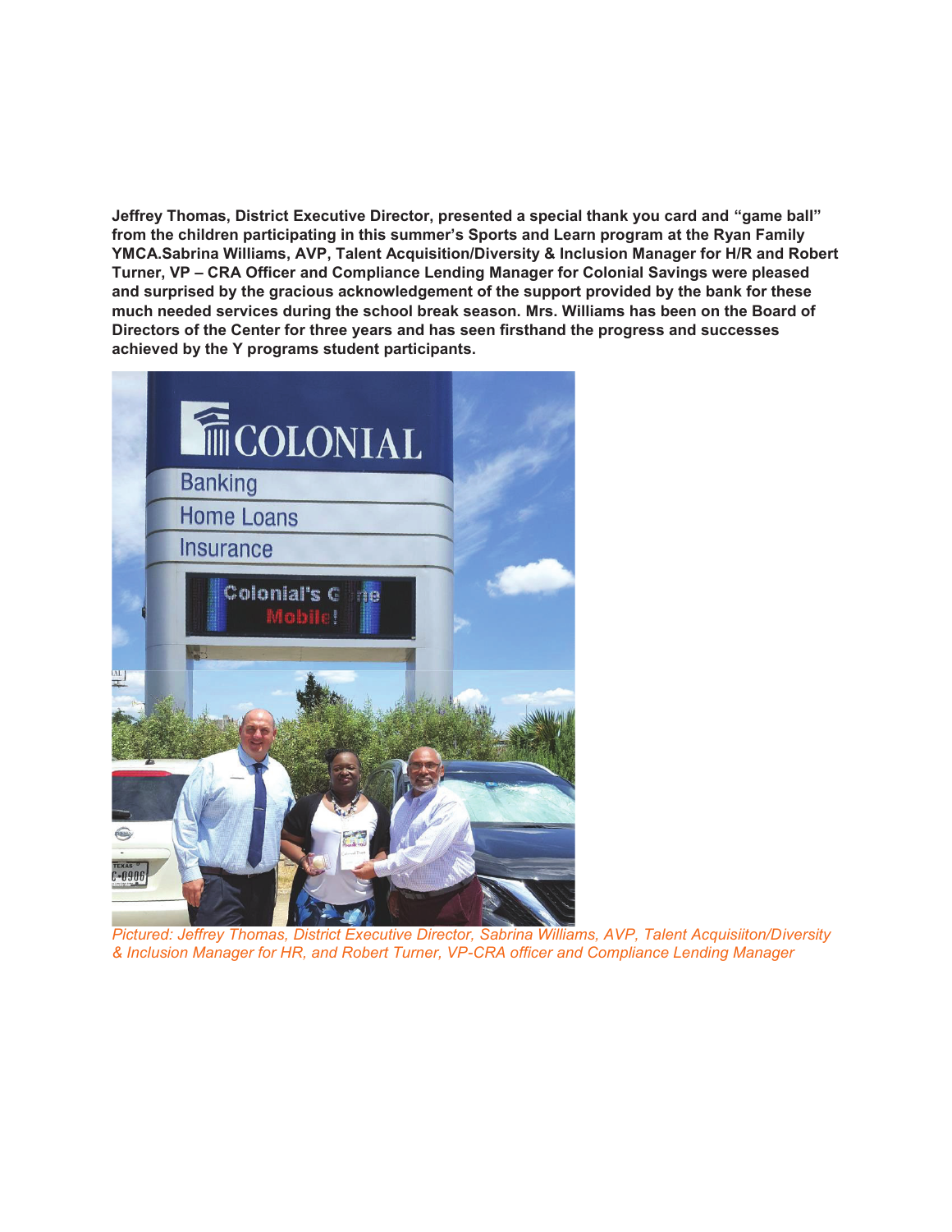**Jeffrey Thomas, District Executive Director, presented a special thank you card and "game ball" from the children participating in this summer's Sports and Learn program at the Ryan Family YMCA.Sabrina Williams, AVP, Talent Acquisition/Diversity & Inclusion Manager for H/R and Robert Turner, VP – CRA Officer and Compliance Lending Manager for Colonial Savings were pleased and surprised by the gracious acknowledgement of the support provided by the bank for these much needed services during the school break season. Mrs. Williams has been on the Board of Directors of the Center for three years and has seen firsthand the progress and successes achieved by the Y programs student participants.**

*Pictured: Jeffrey Thomas, District Executive Director, Sabrina Williams, AVP, Talent Acquisiiton/Diversity & Inclusion Manager for HR, and Robert Turner, VP-CRA officer and Compliance Lending Manager*